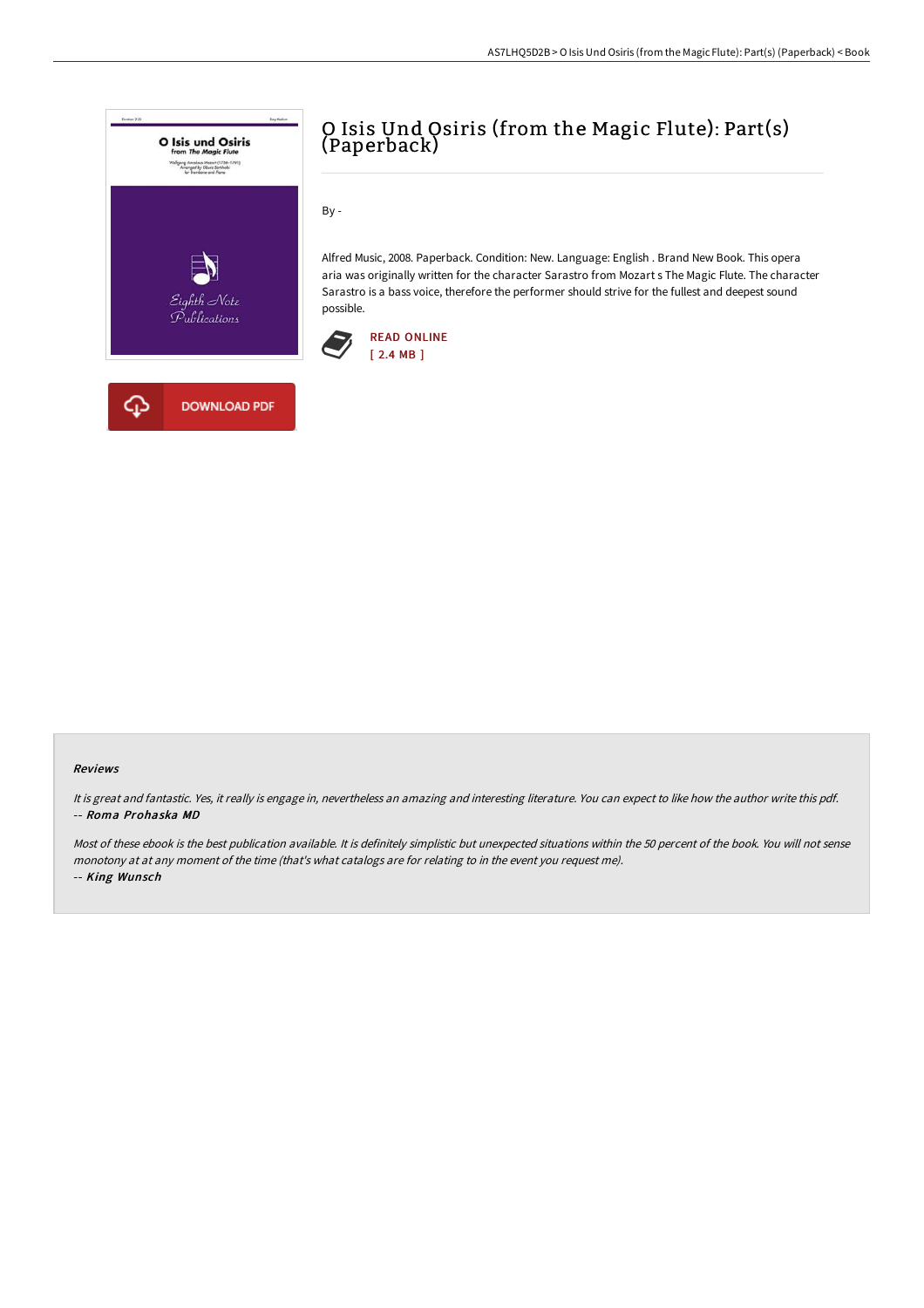# O Isis Und Osiris (from the Magic Flute): Part(s) (Paperback)

By -

Alfred Music, 2008. Paperback. Condition: New. Language: English . Brand New Book. This opera aria was originally written for the character Sarastro from Mozart s The Magic Flute. The character Sarastro is a bass voice, therefore the performer should strive for the fullest and deepest sound possible.

READ ONLINE
[ 2.4 MB ]

DOWNLOAD PDF

#### Reviews

*It is great and fantastic. Yes, it really is engage in, nevertheless an amazing and interesting literature. You can expect to like how the author write this pdf.*
*-- **Roma Prohaska MD***

*Most of these ebook is the best publication available. It is definitely simplistic but unexpected situations within the 50 percent of the book. You will not sense monotony at at any moment of the time (that's what catalogs are for relating to in the event you request me).*
*-- **King Wunsch***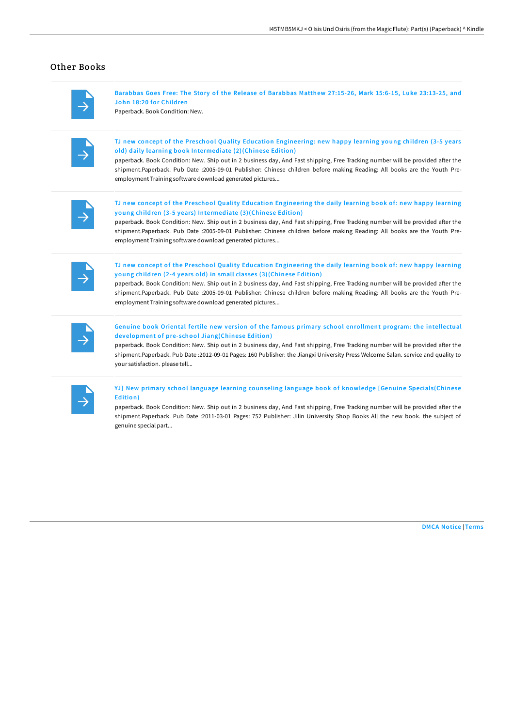## Other Books

**Barabbas Goes Free: The Story of the Release of Barabbas Matthew 27:15-26, Mark 15:6-15, Luke 23:13-25, and John 18:20 for Children**

Paperback. Book Condition: New.

**TJ new concept of the Preschool Quality Education Engineering: new happy learning young children (3-5 years old) daily learning book Intermediate (2)(Chinese Edition)**

paperback. Book Condition: New. Ship out in 2 business day, And Fast shipping, Free Tracking number will be provided after the shipment.Paperback. Pub Date :2005-09-01 Publisher: Chinese children before making Reading: All books are the Youth Pre-employment Training software download generated pictures...

**TJ new concept of the Preschool Quality Education Engineering the daily learning book of: new happy learning young children (3-5 years) Intermediate (3)(Chinese Edition)**

paperback. Book Condition: New. Ship out in 2 business day, And Fast shipping, Free Tracking number will be provided after the shipment.Paperback. Pub Date :2005-09-01 Publisher: Chinese children before making Reading: All books are the Youth Pre-employment Training software download generated pictures...

**TJ new concept of the Preschool Quality Education Engineering the daily learning book of: new happy learning young children (2-4 years old) in small classes (3)(Chinese Edition)**

paperback. Book Condition: New. Ship out in 2 business day, And Fast shipping, Free Tracking number will be provided after the shipment.Paperback. Pub Date :2005-09-01 Publisher: Chinese children before making Reading: All books are the Youth Pre-employment Training software download generated pictures...

**Genuine book Oriental fertile new version of the famous primary school enrollment program: the intellectual development of pre-school Jiang(Chinese Edition)**

paperback. Book Condition: New. Ship out in 2 business day, And Fast shipping, Free Tracking number will be provided after the shipment.Paperback. Pub Date :2012-09-01 Pages: 160 Publisher: the Jiangxi University Press Welcome Salan. service and quality to your satisfaction. please tell...

**YJ] New primary school language learning counseling language book of knowledge [Genuine Specials(Chinese Edition)**

paperback. Book Condition: New. Ship out in 2 business day, And Fast shipping, Free Tracking number will be provided after the shipment.Paperback. Pub Date :2011-03-01 Pages: 752 Publisher: Jilin University Shop Books All the new book. the subject of genuine special part...

DMCA Notice | Terms